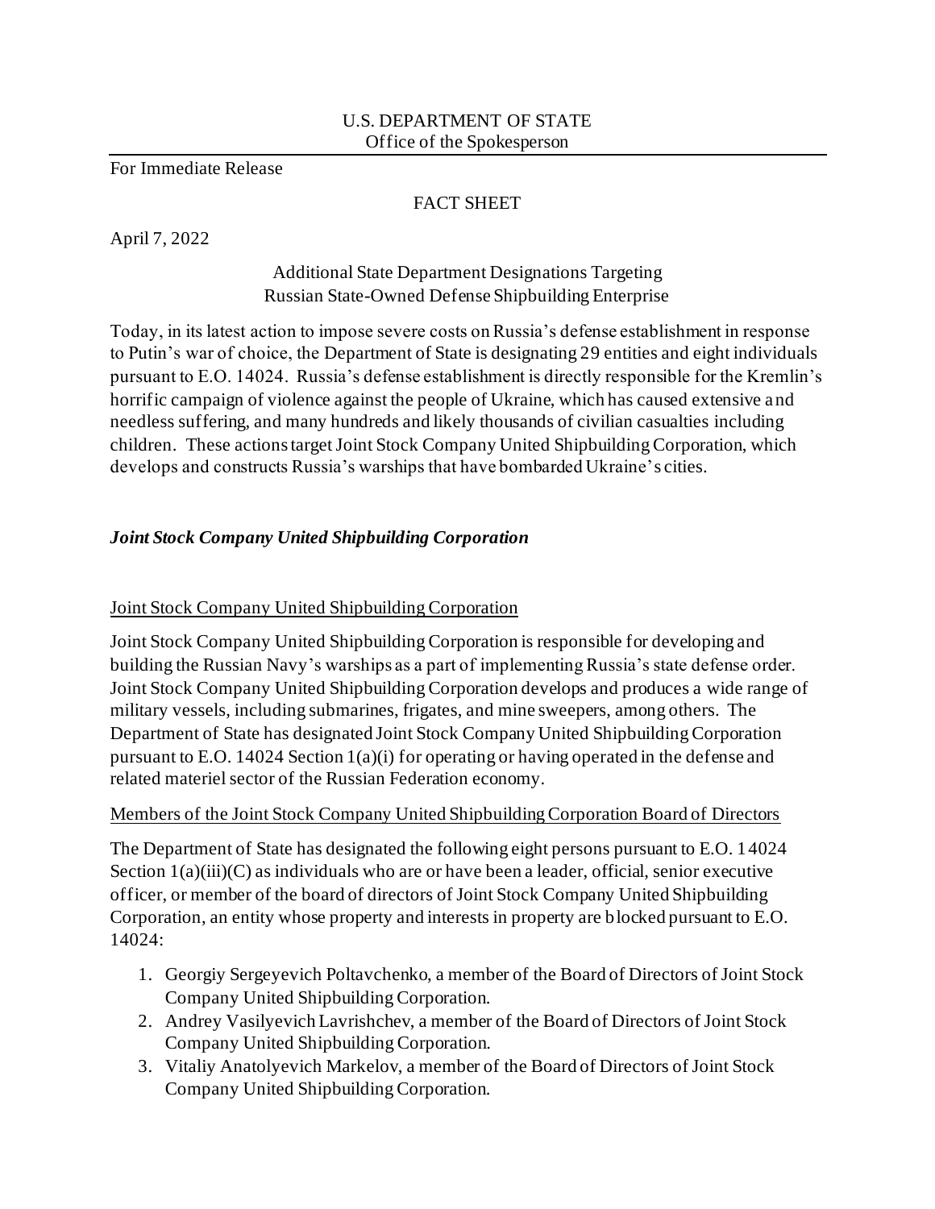U.S. DEPARTMENT OF STATE
Office of the Spokesperson

For Immediate Release

FACT SHEET

April 7, 2022

Additional State Department Designations Targeting Russian State-Owned Defense Shipbuilding Enterprise

Today, in its latest action to impose severe costs on Russia's defense establishment in response to Putin's war of choice, the Department of State is designating 29 entities and eight individuals pursuant to E.O. 14024. Russia's defense establishment is directly responsible for the Kremlin's horrific campaign of violence against the people of Ukraine, which has caused extensive and needless suffering, and many hundreds and likely thousands of civilian casualties including children. These actions target Joint Stock Company United Shipbuilding Corporation, which develops and constructs Russia's warships that have bombarded Ukraine's cities.

***Joint Stock Company United Shipbuilding Corporation***

Joint Stock Company United Shipbuilding Corporation

Joint Stock Company United Shipbuilding Corporation is responsible for developing and building the Russian Navy's warships as a part of implementing Russia's state defense order. Joint Stock Company United Shipbuilding Corporation develops and produces a wide range of military vessels, including submarines, frigates, and mine sweepers, among others. The Department of State has designated Joint Stock Company United Shipbuilding Corporation pursuant to E.O. 14024 Section 1(a)(i) for operating or having operated in the defense and related materiel sector of the Russian Federation economy.

Members of the Joint Stock Company United Shipbuilding Corporation Board of Directors

The Department of State has designated the following eight persons pursuant to E.O. 14024 Section 1(a)(iii)(C) as individuals who are or have been a leader, official, senior executive officer, or member of the board of directors of Joint Stock Company United Shipbuilding Corporation, an entity whose property and interests in property are blocked pursuant to E.O. 14024:

1. Georgiy Sergeyevich Poltavchenko, a member of the Board of Directors of Joint Stock Company United Shipbuilding Corporation.
2. Andrey Vasilyevich Lavrishchev, a member of the Board of Directors of Joint Stock Company United Shipbuilding Corporation.
3. Vitaliy Anatolyevich Markelov, a member of the Board of Directors of Joint Stock Company United Shipbuilding Corporation.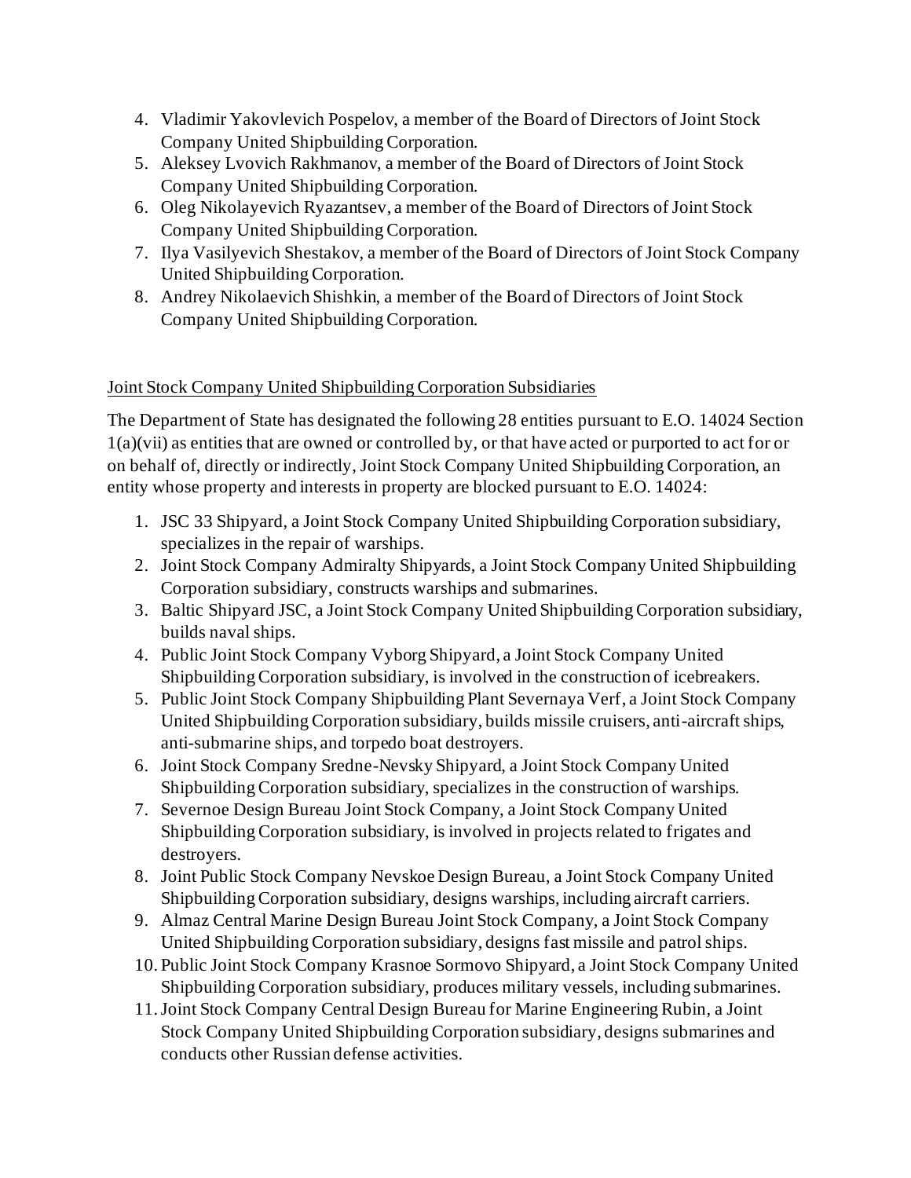4. Vladimir Yakovlevich Pospelov, a member of the Board of Directors of Joint Stock Company United Shipbuilding Corporation.
5. Aleksey Lvovich Rakhmanov, a member of the Board of Directors of Joint Stock Company United Shipbuilding Corporation.
6. Oleg Nikolayevich Ryazantsev, a member of the Board of Directors of Joint Stock Company United Shipbuilding Corporation.
7. Ilya Vasilyevich Shestakov, a member of the Board of Directors of Joint Stock Company United Shipbuilding Corporation.
8. Andrey Nikolaevich Shishkin, a member of the Board of Directors of Joint Stock Company United Shipbuilding Corporation.

<u>Joint Stock Company United Shipbuilding Corporation Subsidiaries</u>

The Department of State has designated the following 28 entities pursuant to E.O. 14024 Section 1(a)(vii) as entities that are owned or controlled by, or that have acted or purported to act for or on behalf of, directly or indirectly, Joint Stock Company United Shipbuilding Corporation, an entity whose property and interests in property are blocked pursuant to E.O. 14024:

1. JSC 33 Shipyard, a Joint Stock Company United Shipbuilding Corporation subsidiary, specializes in the repair of warships.
2. Joint Stock Company Admiralty Shipyards, a Joint Stock Company United Shipbuilding Corporation subsidiary, constructs warships and submarines.
3. Baltic Shipyard JSC, a Joint Stock Company United Shipbuilding Corporation subsidiary, builds naval ships.
4. Public Joint Stock Company Vyborg Shipyard, a Joint Stock Company United Shipbuilding Corporation subsidiary, is involved in the construction of icebreakers.
5. Public Joint Stock Company Shipbuilding Plant Severnaya Verf, a Joint Stock Company United Shipbuilding Corporation subsidiary, builds missile cruisers, anti-aircraft ships, anti-submarine ships, and torpedo boat destroyers.
6. Joint Stock Company Sredne-Nevsky Shipyard, a Joint Stock Company United Shipbuilding Corporation subsidiary, specializes in the construction of warships.
7. Severnoe Design Bureau Joint Stock Company, a Joint Stock Company United Shipbuilding Corporation subsidiary, is involved in projects related to frigates and destroyers.
8. Joint Public Stock Company Nevskoe Design Bureau, a Joint Stock Company United Shipbuilding Corporation subsidiary, designs warships, including aircraft carriers.
9. Almaz Central Marine Design Bureau Joint Stock Company, a Joint Stock Company United Shipbuilding Corporation subsidiary, designs fast missile and patrol ships.
10. Public Joint Stock Company Krasnoe Sormovo Shipyard, a Joint Stock Company United Shipbuilding Corporation subsidiary, produces military vessels, including submarines.
11. Joint Stock Company Central Design Bureau for Marine Engineering Rubin, a Joint Stock Company United Shipbuilding Corporation subsidiary, designs submarines and conducts other Russian defense activities.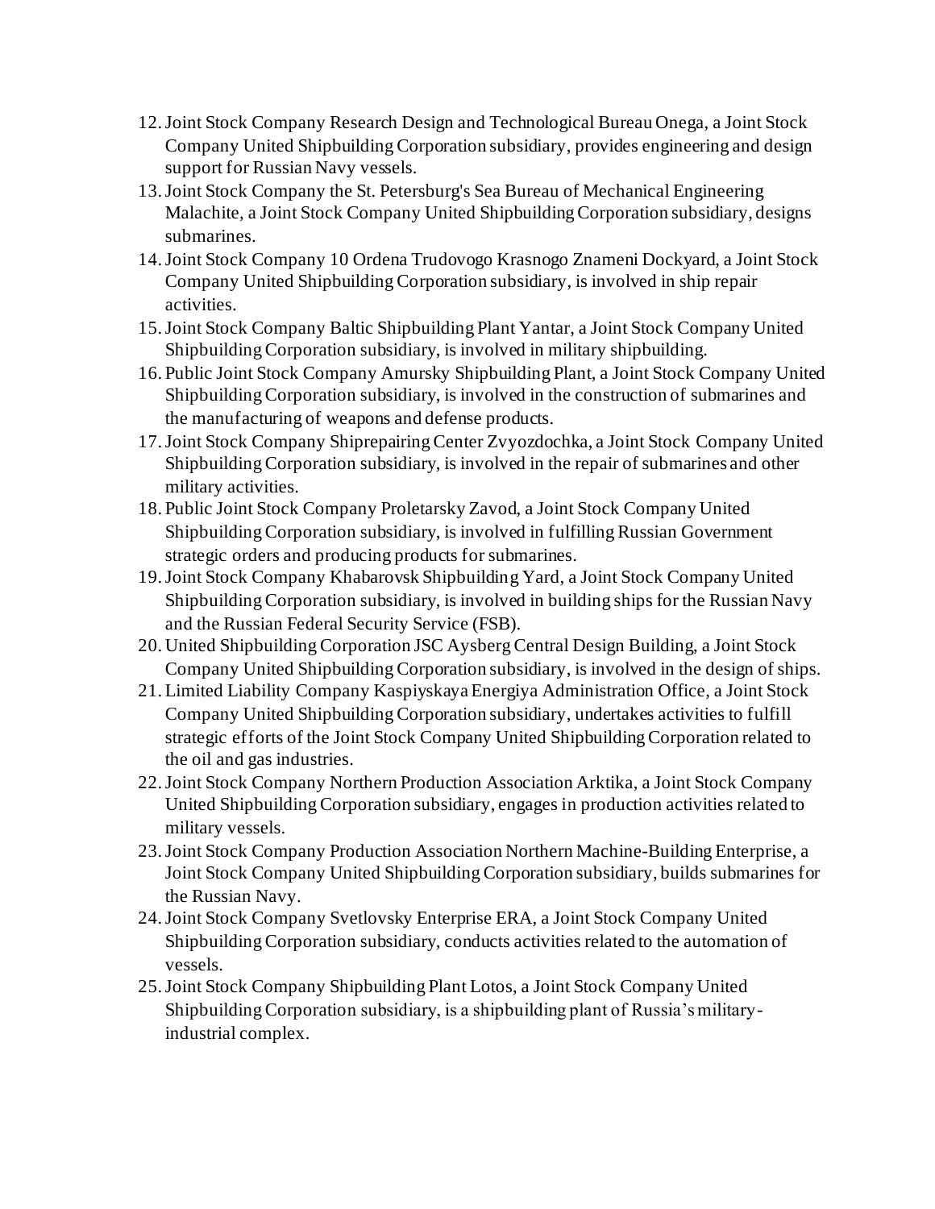12. Joint Stock Company Research Design and Technological Bureau Onega, a Joint Stock Company United Shipbuilding Corporation subsidiary, provides engineering and design support for Russian Navy vessels.
13. Joint Stock Company the St. Petersburg's Sea Bureau of Mechanical Engineering Malachite, a Joint Stock Company United Shipbuilding Corporation subsidiary, designs submarines.
14. Joint Stock Company 10 Ordena Trudovogo Krasnogo Znameni Dockyard, a Joint Stock Company United Shipbuilding Corporation subsidiary, is involved in ship repair activities.
15. Joint Stock Company Baltic Shipbuilding Plant Yantar, a Joint Stock Company United Shipbuilding Corporation subsidiary, is involved in military shipbuilding.
16. Public Joint Stock Company Amursky Shipbuilding Plant, a Joint Stock Company United Shipbuilding Corporation subsidiary, is involved in the construction of submarines and the manufacturing of weapons and defense products.
17. Joint Stock Company Shiprepairing Center Zvyozdochka, a Joint Stock Company United Shipbuilding Corporation subsidiary, is involved in the repair of submarines and other military activities.
18. Public Joint Stock Company Proletarsky Zavod, a Joint Stock Company United Shipbuilding Corporation subsidiary, is involved in fulfilling Russian Government strategic orders and producing products for submarines.
19. Joint Stock Company Khabarovsk Shipbuilding Yard, a Joint Stock Company United Shipbuilding Corporation subsidiary, is involved in building ships for the Russian Navy and the Russian Federal Security Service (FSB).
20. United Shipbuilding Corporation JSC Aysberg Central Design Building, a Joint Stock Company United Shipbuilding Corporation subsidiary, is involved in the design of ships.
21. Limited Liability Company Kaspiyskaya Energiya Administration Office, a Joint Stock Company United Shipbuilding Corporation subsidiary, undertakes activities to fulfill strategic efforts of the Joint Stock Company United Shipbuilding Corporation related to the oil and gas industries.
22. Joint Stock Company Northern Production Association Arktika, a Joint Stock Company United Shipbuilding Corporation subsidiary, engages in production activities related to military vessels.
23. Joint Stock Company Production Association Northern Machine-Building Enterprise, a Joint Stock Company United Shipbuilding Corporation subsidiary, builds submarines for the Russian Navy.
24. Joint Stock Company Svetlovsky Enterprise ERA, a Joint Stock Company United Shipbuilding Corporation subsidiary, conducts activities related to the automation of vessels.
25. Joint Stock Company Shipbuilding Plant Lotos, a Joint Stock Company United Shipbuilding Corporation subsidiary, is a shipbuilding plant of Russia's military-industrial complex.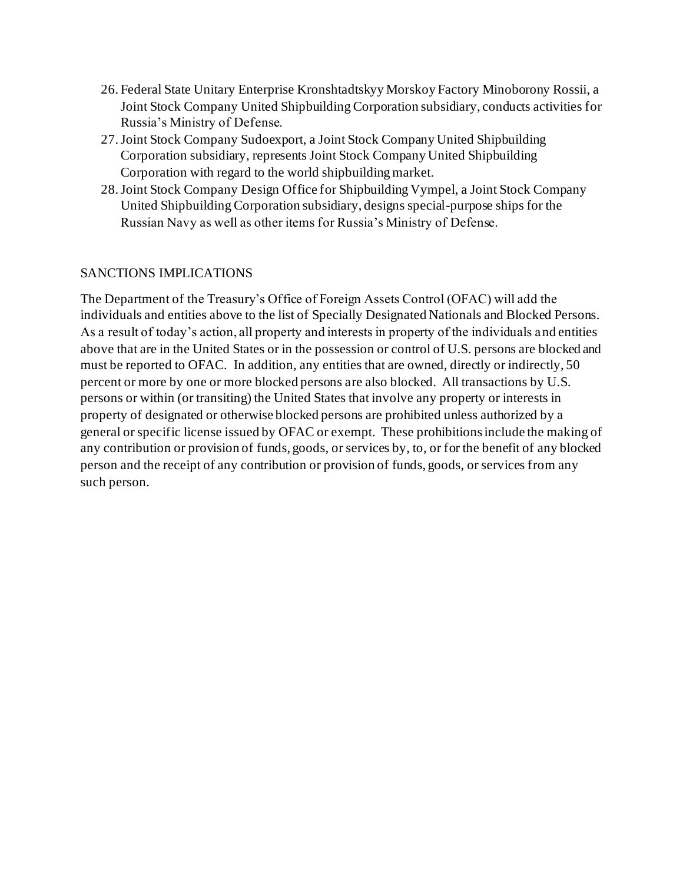26. Federal State Unitary Enterprise Kronshtadtskyy Morskoy Factory Minoborony Rossii, a Joint Stock Company United Shipbuilding Corporation subsidiary, conducts activities for Russia's Ministry of Defense.
27. Joint Stock Company Sudoexport, a Joint Stock Company United Shipbuilding Corporation subsidiary, represents Joint Stock Company United Shipbuilding Corporation with regard to the world shipbuilding market.
28. Joint Stock Company Design Office for Shipbuilding Vympel, a Joint Stock Company United Shipbuilding Corporation subsidiary, designs special-purpose ships for the Russian Navy as well as other items for Russia's Ministry of Defense.

## SANCTIONS IMPLICATIONS

The Department of the Treasury's Office of Foreign Assets Control (OFAC) will add the individuals and entities above to the list of Specially Designated Nationals and Blocked Persons. As a result of today's action, all property and interests in property of the individuals and entities above that are in the United States or in the possession or control of U.S. persons are blocked and must be reported to OFAC. In addition, any entities that are owned, directly or indirectly, 50 percent or more by one or more blocked persons are also blocked. All transactions by U.S. persons or within (or transiting) the United States that involve any property or interests in property of designated or otherwise blocked persons are prohibited unless authorized by a general or specific license issued by OFAC or exempt. These prohibitions include the making of any contribution or provision of funds, goods, or services by, to, or for the benefit of any blocked person and the receipt of any contribution or provision of funds, goods, or services from any such person.